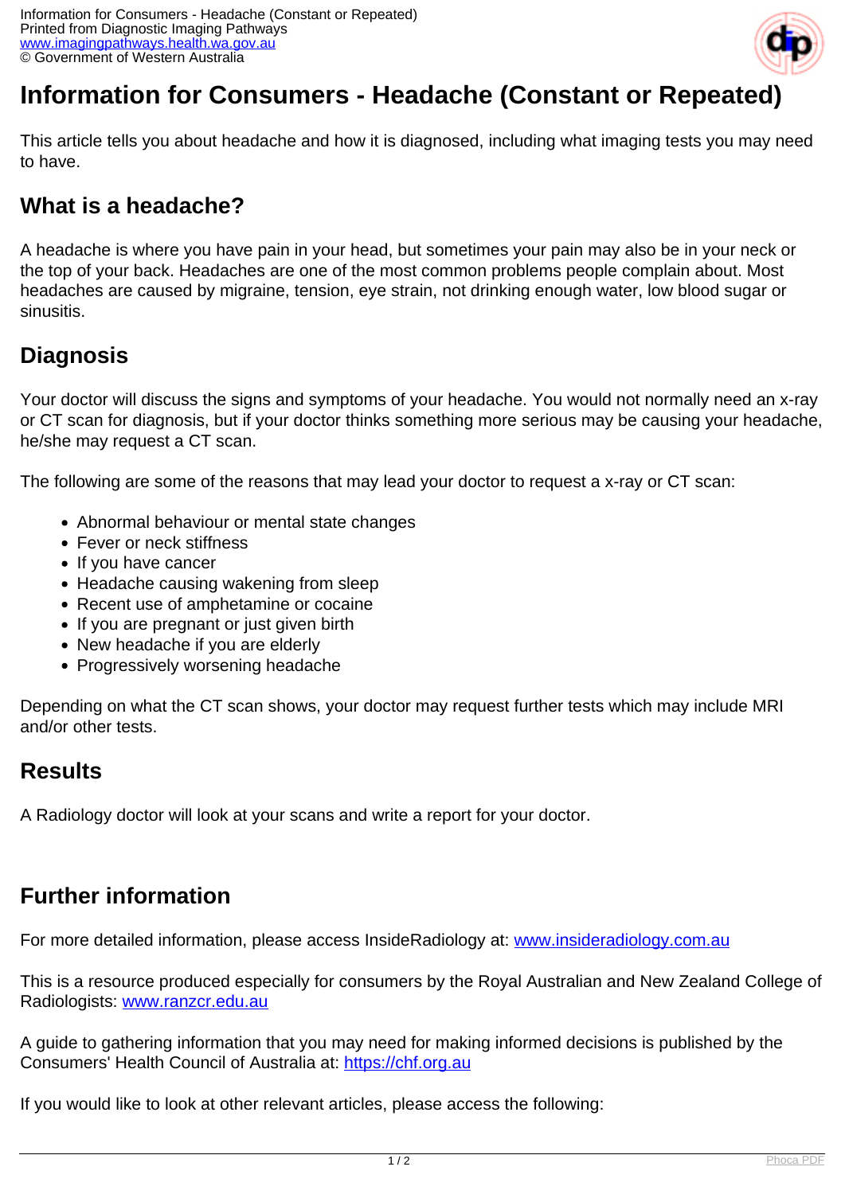# Information for Consumers - Headache (Constant or Repeated)

This article tells you about headache and how it is diagnosed, including what imaging tests you may need to have.

## What is a headache?

A headache is where you have pain in your head, but sometimes your pain may also be in your neck or the top of your back. Headaches are one of the most common problems people complain about. Most headaches are caused by migraine, tension, eye strain, not drinking enough water, low blood sugar or sinusitis.

## Diagnosis

Your doctor will discuss the signs and symptoms of your headache. You would not normally need an x-ray or CT scan for diagnosis, but if your doctor thinks something more serious may be causing your headache, he/she may request a CT scan.

The following are some of the reasons that may lead your doctor to request a x-ray or CT scan:

- Abnormal behaviour or mental state changes
- Fever or neck stiffness
- If you have cancer
- Headache causing wakening from sleep
- Recent use of amphetamine or cocaine
- If you are pregnant or just given birth
- New headache if you are elderly
- Progressively worsening headache

Depending on what the CT scan shows, your doctor may request further tests which may include MRI and/or other tests.

## Results

A Radiology doctor will look at your scans and write a report for your doctor.

## Further information

For more detailed information, please access InsideRadiology at: www.insideradiology.com.au

This is a resource produced especially for consumers by the Royal Australian and New Zealand College of Radiologists: www.ranzcr.edu.au

A guide to gathering information that you may need for making informed decisions is published by the Consumers' Health Council of Australia at: https://chf.org.au

If you would like to look at other relevant articles, please access the following: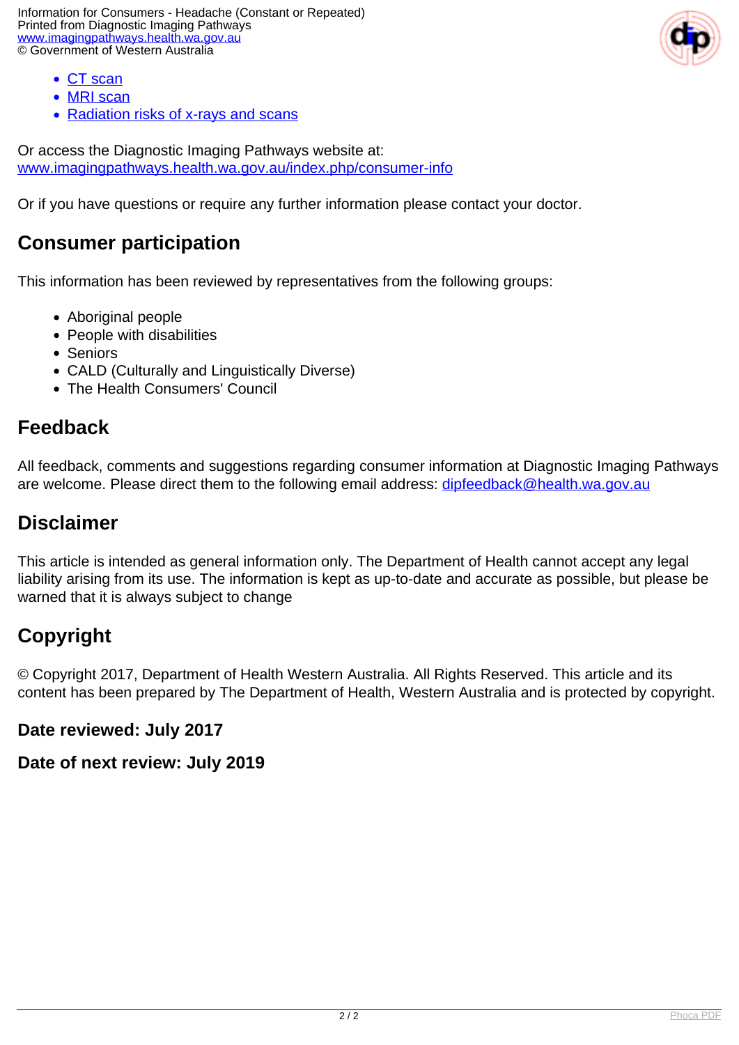- CT scan
- MRI scan
- Radiation risks of x-rays and scans

Or access the Diagnostic Imaging Pathways website at:
www.imagingpathways.health.wa.gov.au/index.php/consumer-info

Or if you have questions or require any further information please contact your doctor.

## Consumer participation

This information has been reviewed by representatives from the following groups:

- Aboriginal people
- People with disabilities
- Seniors
- CALD (Culturally and Linguistically Diverse)
- The Health Consumers' Council

## Feedback

All feedback, comments and suggestions regarding consumer information at Diagnostic Imaging Pathways are welcome. Please direct them to the following email address: dipfeedback@health.wa.gov.au

## Disclaimer

This article is intended as general information only. The Department of Health cannot accept any legal liability arising from its use. The information is kept as up-to-date and accurate as possible, but please be warned that it is always subject to change

## Copyright

© Copyright 2017, Department of Health Western Australia. All Rights Reserved. This article and its content has been prepared by The Department of Health, Western Australia and is protected by copyright.

**Date reviewed: July 2017**

**Date of next review: July 2019**